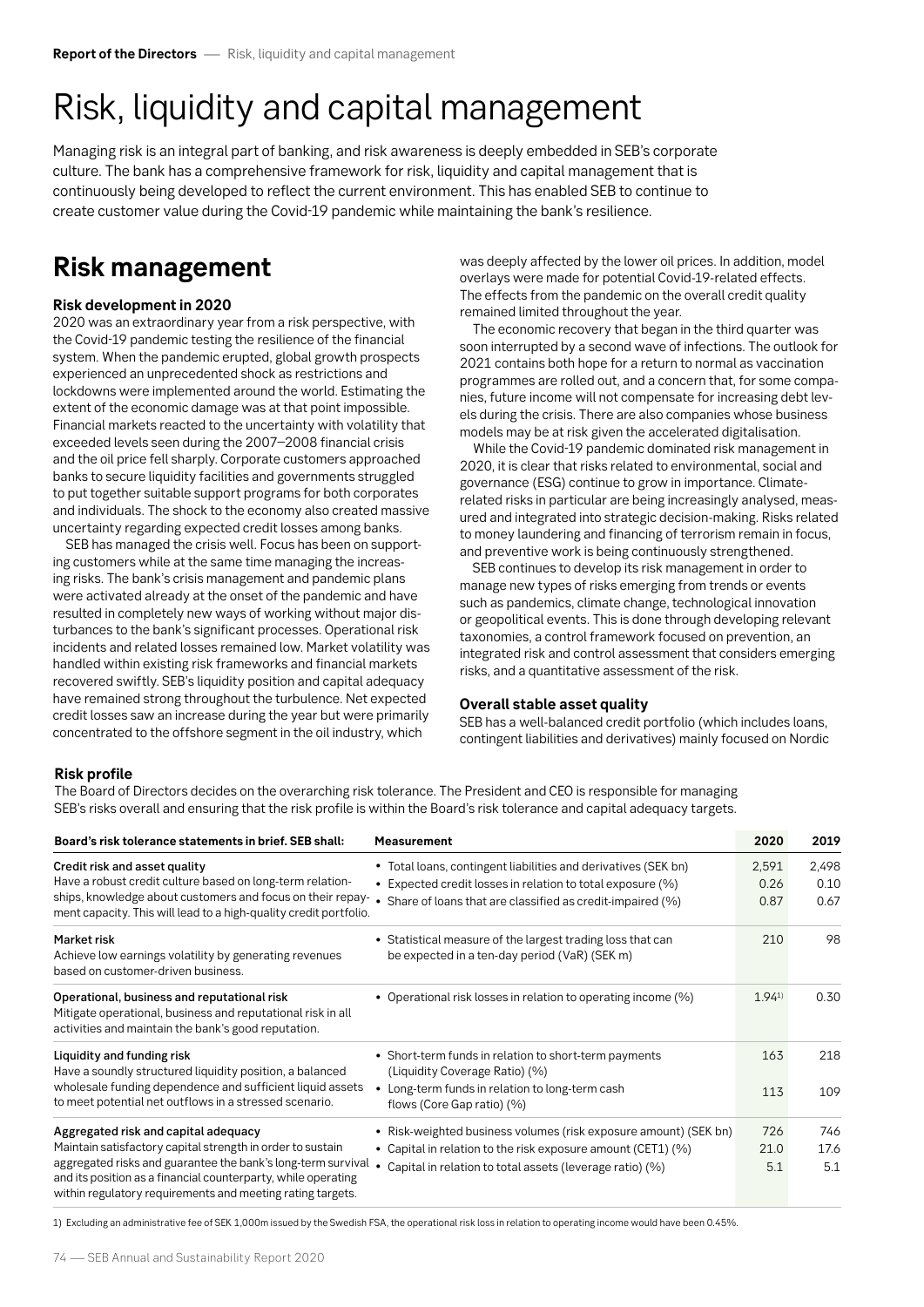// Risk, liquidity and capital management

Managing risk is an integral part of banking, and risk awareness is deeply embedded in SEB's corporate culture. The bank has a comprehensive framework for risk, liquidity and capital management that is continuously being developed to reflect the current environment. This has enabled SEB to continue to create customer value during the Covid-19 pandemic while maintaining the bank's resilience.

## Risk management

### Risk development in 2020

2020 was an extraordinary year from a risk perspective, with the Covid-19 pandemic testing the resilience of the financial system. When the pandemic erupted, global growth prospects experienced an unprecedented shock as restrictions and lockdowns were implemented around the world. Estimating the extent of the economic damage was at that point impossible. Financial markets reacted to the uncertainty with volatility that exceeded levels seen during the 2007–2008 financial crisis and the oil price fell sharply. Corporate customers approached banks to secure liquidity facilities and governments struggled to put together suitable support programs for both corporates and individuals. The shock to the economy also created massive uncertainty regarding expected credit losses among banks.

SEB has managed the crisis well. Focus has been on supporting customers while at the same time managing the increasing risks. The bank's crisis management and pandemic plans were activated already at the onset of the pandemic and have resulted in completely new ways of working without major disturbances to the bank's significant processes. Operational risk incidents and related losses remained low. Market volatility was handled within existing risk frameworks and financial markets recovered swiftly. SEB's liquidity position and capital adequacy have remained strong throughout the turbulence. Net expected credit losses saw an increase during the year but were primarily concentrated to the offshore segment in the oil industry, which was deeply affected by the lower oil prices. In addition, model overlays were made for potential Covid-19-related effects. The effects from the pandemic on the overall credit quality remained limited throughout the year.

The economic recovery that began in the third quarter was soon interrupted by a second wave of infections. The outlook for 2021 contains both hope for a return to normal as vaccination programmes are rolled out, and a concern that, for some companies, future income will not compensate for increasing debt levels during the crisis. There are also companies whose business models may be at risk given the accelerated digitalisation.

While the Covid-19 pandemic dominated risk management in 2020, it is clear that risks related to environmental, social and governance (ESG) continue to grow in importance. Climate-related risks in particular are being increasingly analysed, measured and integrated into strategic decision-making. Risks related to money laundering and financing of terrorism remain in focus, and preventive work is being continuously strengthened.

SEB continues to develop its risk management in order to manage new types of risks emerging from trends or events such as pandemics, climate change, technological innovation or geopolitical events. This is done through developing relevant taxonomies, a control framework focused on prevention, an integrated risk and control assessment that considers emerging risks, and a quantitative assessment of the risk.

### Overall stable asset quality

SEB has a well-balanced credit portfolio (which includes loans, contingent liabilities and derivatives) mainly focused on Nordic

### Risk profile

The Board of Directors decides on the overarching risk tolerance. The President and CEO is responsible for managing SEB's risks overall and ensuring that the risk profile is within the Board's risk tolerance and capital adequacy targets.

| Board's risk tolerance statements in brief. SEB shall: | Measurement | 2020 | 2019 |
|---|---|---|---|
| **Credit risk and asset quality** Have a robust credit culture based on long-term relationships, knowledge about customers and focus on their repayment capacity. This will lead to a high-quality credit portfolio. | • Total loans, contingent liabilities and derivatives (SEK bn) | 2,591 | 2,498 |
| | • Expected credit losses in relation to total exposure (%) | 0.26 | 0.10 |
| | • Share of loans that are classified as credit-impaired (%) | 0.87 | 0.67 |
| **Market risk** Achieve low earnings volatility by generating revenues based on customer-driven business. | • Statistical measure of the largest trading loss that can be expected in a ten-day period (VaR) (SEK m) | 210 | 98 |
| **Operational, business and reputational risk** Mitigate operational, business and reputational risk in all activities and maintain the bank's good reputation. | • Operational risk losses in relation to operating income (%) | 1.94[1)] | 0.30 |
| **Liquidity and funding risk** Have a soundly structured liquidity position, a balanced wholesale funding dependence and sufficient liquid assets to meet potential net outflows in a stressed scenario. | • Short-term funds in relation to short-term payments (Liquidity Coverage Ratio) (%) | 163 | 218 |
| | • Long-term funds in relation to long-term cash flows (Core Gap ratio) (%) | 113 | 109 |
| **Aggregated risk and capital adequacy** Maintain satisfactory capital strength in order to sustain aggregated risks and guarantee the bank's long-term survival and its position as a financial counterparty, while operating within regulatory requirements and meeting rating targets. | • Risk-weighted business volumes (risk exposure amount) (SEK bn) | 726 | 746 |
| | • Capital in relation to the risk exposure amount (CET1) (%) | 21.0 | 17.6 |
| | • Capital in relation to total assets (leverage ratio) (%) | 5.1 | 5.1 |

1) Excluding an administrative fee of SEK 1,000m issued by the Swedish FSA, the operational risk loss in relation to operating income would have been 0.45%.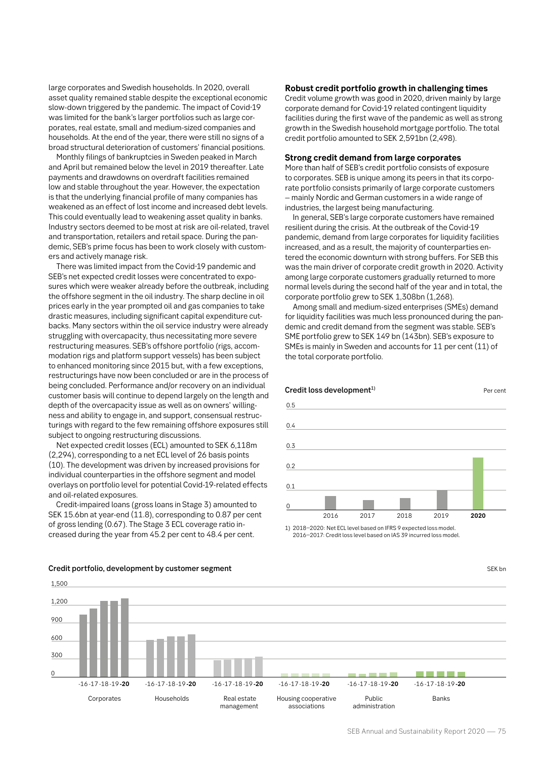large corporates and Swedish households. In 2020, overall asset quality remained stable despite the exceptional economic slow-down triggered by the pandemic. The impact of Covid-19 was limited for the bank's larger portfolios such as large corporates, real estate, small and medium-sized companies and households. At the end of the year, there were still no signs of a broad structural deterioration of customers' financial positions.

Monthly filings of bankruptcies in Sweden peaked in March and April but remained below the level in 2019 thereafter. Late payments and drawdowns on overdraft facilities remained low and stable throughout the year. However, the expectation is that the underlying financial profile of many companies has weakened as an effect of lost income and increased debt levels. This could eventually lead to weakening asset quality in banks. Industry sectors deemed to be most at risk are oil-related, travel and transportation, retailers and retail space. During the pandemic, SEB's prime focus has been to work closely with customers and actively manage risk.

There was limited impact from the Covid-19 pandemic and SEB's net expected credit losses were concentrated to exposures which were weaker already before the outbreak, including the offshore segment in the oil industry. The sharp decline in oil prices early in the year prompted oil and gas companies to take drastic measures, including significant capital expenditure cutbacks. Many sectors within the oil service industry were already struggling with overcapacity, thus necessitating more severe restructuring measures. SEB's offshore portfolio (rigs, accommodation rigs and platform support vessels) has been subject to enhanced monitoring since 2015 but, with a few exceptions, restructurings have now been concluded or are in the process of being concluded. Performance and/or recovery on an individual customer basis will continue to depend largely on the length and depth of the overcapacity issue as well as on owners' willingness and ability to engage in, and support, consensual restructurings with regard to the few remaining offshore exposures still subject to ongoing restructuring discussions.

Net expected credit losses (ECL) amounted to SEK 6,118m (2,294), corresponding to a net ECL level of 26 basis points (10). The development was driven by increased provisions for individual counterparties in the offshore segment and model overlays on portfolio level for potential Covid-19-related effects and oil-related exposures.

Credit-impaired loans (gross loans in Stage 3) amounted to SEK 15.6bn at year-end (11.8), corresponding to 0.87 per cent of gross lending (0.67). The Stage 3 ECL coverage ratio increased during the year from 45.2 per cent to 48.4 per cent.

### Robust credit portfolio growth in challenging times

Credit volume growth was good in 2020, driven mainly by large corporate demand for Covid-19 related contingent liquidity facilities during the first wave of the pandemic as well as strong growth in the Swedish household mortgage portfolio. The total credit portfolio amounted to SEK 2,591bn (2,498).

### Strong credit demand from large corporates

More than half of SEB's credit portfolio consists of exposure to corporates. SEB is unique among its peers in that its corporate portfolio consists primarily of large corporate customers – mainly Nordic and German customers in a wide range of industries, the largest being manufacturing.

In general, SEB's large corporate customers have remained resilient during the crisis. At the outbreak of the Covid-19 pandemic, demand from large corporates for liquidity facilities increased, and as a result, the majority of counterparties entered the economic downturn with strong buffers. For SEB this was the main driver of corporate credit growth in 2020. Activity among large corporate customers gradually returned to more normal levels during the second half of the year and in total, the corporate portfolio grew to SEK 1,308bn (1,268).

Among small and medium-sized enterprises (SMEs) demand for liquidity facilities was much less pronounced during the pandemic and credit demand from the segment was stable. SEB's SME portfolio grew to SEK 149 bn (143bn). SEB's exposure to SMEs is mainly in Sweden and accounts for 11 per cent (11) of the total corporate portfolio.

**Credit loss development[1)]** — Per cent

(Bar chart: 2016, 2017, 2018, 2019, **2020**; y-axis 0–0.5)

1) 2018–2020: Net ECL level based on IFRS 9 expected loss model. 2016–2017: Credit loss level based on IAS 39 incurred loss model.

**Credit portfolio, development by customer segment** — SEK bn

(Bar chart: -16 -17 -18 -19 **-20** for each segment: Corporates, Households, Real estate management, Housing cooperative associations, Public administration, Banks; y-axis 0–1,500)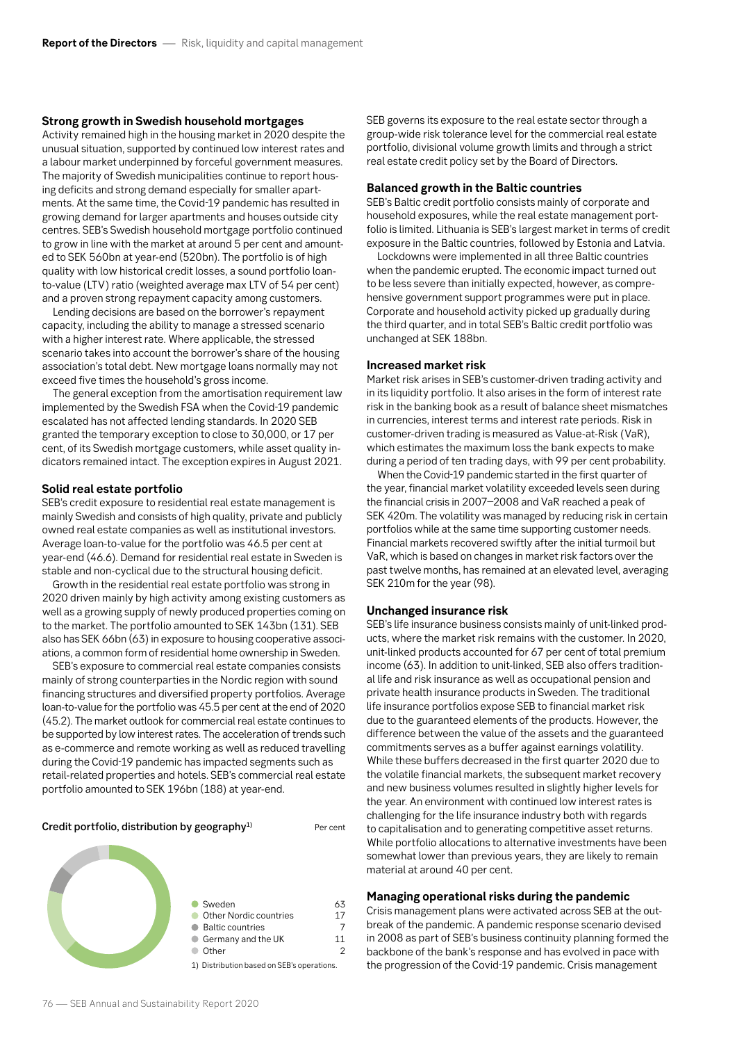## Strong growth in Swedish household mortgages

Activity remained high in the housing market in 2020 despite the unusual situation, supported by continued low interest rates and a labour market underpinned by forceful government measures. The majority of Swedish municipalities continue to report housing deficits and strong demand especially for smaller apartments. At the same time, the Covid-19 pandemic has resulted in growing demand for larger apartments and houses outside city centres. SEB's Swedish household mortgage portfolio continued to grow in line with the market at around 5 per cent and amounted to SEK 560bn at year-end (520bn). The portfolio is of high quality with low historical credit losses, a sound portfolio loan-to-value (LTV) ratio (weighted average max LTV of 54 per cent) and a proven strong repayment capacity among customers.

Lending decisions are based on the borrower's repayment capacity, including the ability to manage a stressed scenario with a higher interest rate. Where applicable, the stressed scenario takes into account the borrower's share of the housing association's total debt. New mortgage loans normally may not exceed five times the household's gross income.

The general exception from the amortisation requirement law implemented by the Swedish FSA when the Covid-19 pandemic escalated has not affected lending standards. In 2020 SEB granted the temporary exception to close to 30,000, or 17 per cent, of its Swedish mortgage customers, while asset quality indicators remained intact. The exception expires in August 2021.

## Solid real estate portfolio

SEB's credit exposure to residential real estate management is mainly Swedish and consists of high quality, private and publicly owned real estate companies as well as institutional investors. Average loan-to-value for the portfolio was 46.5 per cent at year-end (46.6). Demand for residential real estate in Sweden is stable and non-cyclical due to the structural housing deficit.

Growth in the residential real estate portfolio was strong in 2020 driven mainly by high activity among existing customers as well as a growing supply of newly produced properties coming on to the market. The portfolio amounted to SEK 143bn (131). SEB also has SEK 66bn (63) in exposure to housing cooperative associations, a common form of residential home ownership in Sweden.

SEB's exposure to commercial real estate companies consists mainly of strong counterparties in the Nordic region with sound financing structures and diversified property portfolios. Average loan-to-value for the portfolio was 45.5 per cent at the end of 2020 (45.2). The market outlook for commercial real estate continues to be supported by low interest rates. The acceleration of trends such as e-commerce and remote working as well as reduced travelling during the Covid-19 pandemic has impacted segments such as retail-related properties and hotels. SEB's commercial real estate portfolio amounted to SEK 196bn (188) at year-end.

**Credit portfolio, distribution by geography[1)]** Per cent

| | |
|---|---|
| Sweden | 63 |
| Other Nordic countries | 17 |
| Baltic countries | 7 |
| Germany and the UK | 11 |
| Other | 2 |

1) Distribution based on SEB's operations.

SEB governs its exposure to the real estate sector through a group-wide risk tolerance level for the commercial real estate portfolio, divisional volume growth limits and through a strict real estate credit policy set by the Board of Directors.

## Balanced growth in the Baltic countries

SEB's Baltic credit portfolio consists mainly of corporate and household exposures, while the real estate management portfolio is limited. Lithuania is SEB's largest market in terms of credit exposure in the Baltic countries, followed by Estonia and Latvia.

Lockdowns were implemented in all three Baltic countries when the pandemic erupted. The economic impact turned out to be less severe than initially expected, however, as comprehensive government support programmes were put in place. Corporate and household activity picked up gradually during the third quarter, and in total SEB's Baltic credit portfolio was unchanged at SEK 188bn.

## Increased market risk

Market risk arises in SEB's customer-driven trading activity and in its liquidity portfolio. It also arises in the form of interest rate risk in the banking book as a result of balance sheet mismatches in currencies, interest terms and interest rate periods. Risk in customer-driven trading is measured as Value-at-Risk (VaR), which estimates the maximum loss the bank expects to make during a period of ten trading days, with 99 per cent probability.

When the Covid-19 pandemic started in the first quarter of the year, financial market volatility exceeded levels seen during the financial crisis in 2007–2008 and VaR reached a peak of SEK 420m. The volatility was managed by reducing risk in certain portfolios while at the same time supporting customer needs. Financial markets recovered swiftly after the initial turmoil but VaR, which is based on changes in market risk factors over the past twelve months, has remained at an elevated level, averaging SEK 210m for the year (98).

## Unchanged insurance risk

SEB's life insurance business consists mainly of unit-linked products, where the market risk remains with the customer. In 2020, unit-linked products accounted for 67 per cent of total premium income (63). In addition to unit-linked, SEB also offers traditional life and risk insurance as well as occupational pension and private health insurance products in Sweden. The traditional life insurance portfolios expose SEB to financial market risk due to the guaranteed elements of the products. However, the difference between the value of the assets and the guaranteed commitments serves as a buffer against earnings volatility. While these buffers decreased in the first quarter 2020 due to the volatile financial markets, the subsequent market recovery and new business volumes resulted in slightly higher levels for the year. An environment with continued low interest rates is challenging for the life insurance industry both with regards to capitalisation and to generating competitive asset returns. While portfolio allocations to alternative investments have been somewhat lower than previous years, they are likely to remain material at around 40 per cent.

## Managing operational risks during the pandemic

Crisis management plans were activated across SEB at the outbreak of the pandemic. A pandemic response scenario devised in 2008 as part of SEB's business continuity planning formed the backbone of the bank's response and has evolved in pace with the progression of the Covid-19 pandemic. Crisis management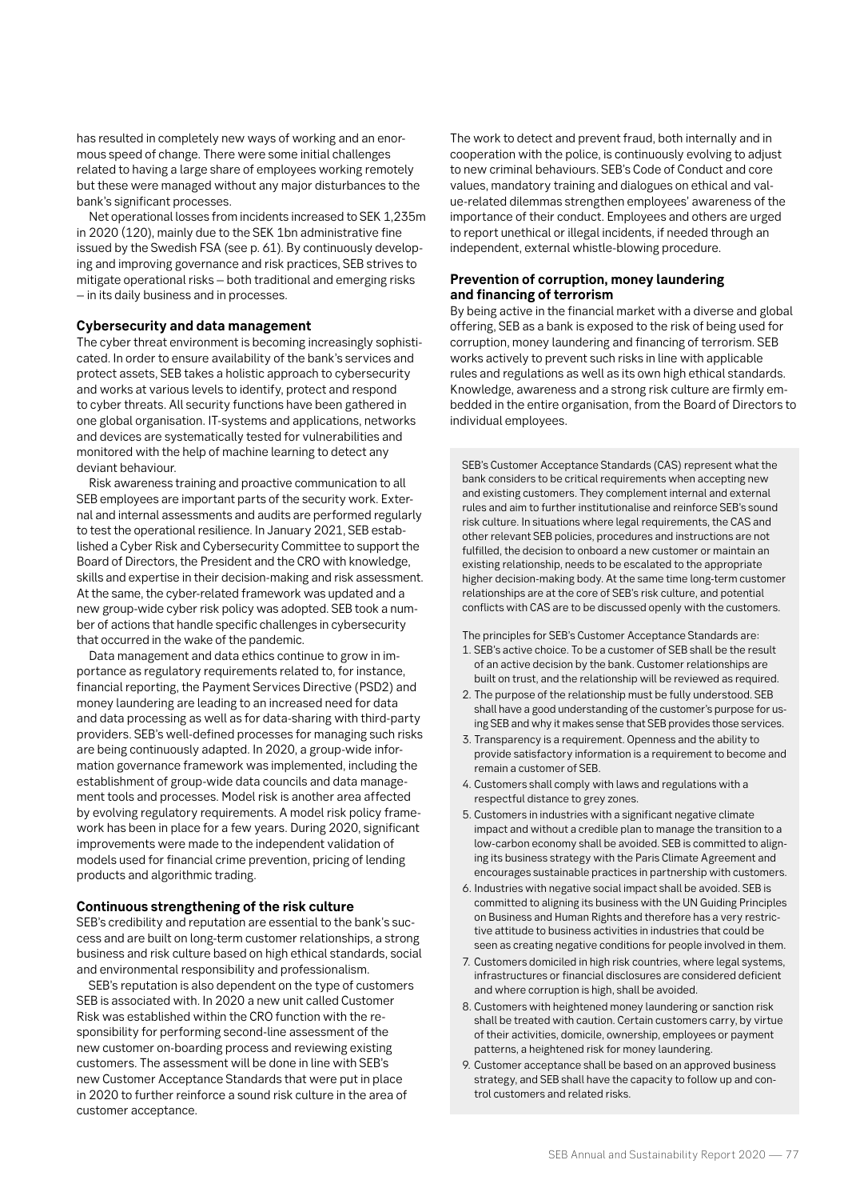has resulted in completely new ways of working and an enormous speed of change. There were some initial challenges related to having a large share of employees working remotely but these were managed without any major disturbances to the bank's significant processes.

Net operational losses from incidents increased to SEK 1,235m in 2020 (120), mainly due to the SEK 1bn administrative fine issued by the Swedish FSA (see p. 61). By continuously developing and improving governance and risk practices, SEB strives to mitigate operational risks – both traditional and emerging risks – in its daily business and in processes.

### Cybersecurity and data management

The cyber threat environment is becoming increasingly sophisticated. In order to ensure availability of the bank's services and protect assets, SEB takes a holistic approach to cybersecurity and works at various levels to identify, protect and respond to cyber threats. All security functions have been gathered in one global organisation. IT-systems and applications, networks and devices are systematically tested for vulnerabilities and monitored with the help of machine learning to detect any deviant behaviour.

Risk awareness training and proactive communication to all SEB employees are important parts of the security work. External and internal assessments and audits are performed regularly to test the operational resilience. In January 2021, SEB established a Cyber Risk and Cybersecurity Committee to support the Board of Directors, the President and the CRO with knowledge, skills and expertise in their decision-making and risk assessment. At the same, the cyber-related framework was updated and a new group-wide cyber risk policy was adopted. SEB took a number of actions that handle specific challenges in cybersecurity that occurred in the wake of the pandemic.

Data management and data ethics continue to grow in importance as regulatory requirements related to, for instance, financial reporting, the Payment Services Directive (PSD2) and money laundering are leading to an increased need for data and data processing as well as for data-sharing with third-party providers. SEB's well-defined processes for managing such risks are being continuously adapted. In 2020, a group-wide information governance framework was implemented, including the establishment of group-wide data councils and data management tools and processes. Model risk is another area affected by evolving regulatory requirements. A model risk policy framework has been in place for a few years. During 2020, significant improvements were made to the independent validation of models used for financial crime prevention, pricing of lending products and algorithmic trading.

### Continuous strengthening of the risk culture

SEB's credibility and reputation are essential to the bank's success and are built on long-term customer relationships, a strong business and risk culture based on high ethical standards, social and environmental responsibility and professionalism.

SEB's reputation is also dependent on the type of customers SEB is associated with. In 2020 a new unit called Customer Risk was established within the CRO function with the responsibility for performing second-line assessment of the new customer on-boarding process and reviewing existing customers. The assessment will be done in line with SEB's new Customer Acceptance Standards that were put in place in 2020 to further reinforce a sound risk culture in the area of customer acceptance.

The work to detect and prevent fraud, both internally and in cooperation with the police, is continuously evolving to adjust to new criminal behaviours. SEB's Code of Conduct and core values, mandatory training and dialogues on ethical and value-related dilemmas strengthen employees' awareness of the importance of their conduct. Employees and others are urged to report unethical or illegal incidents, if needed through an independent, external whistle-blowing procedure.

### Prevention of corruption, money laundering and financing of terrorism

By being active in the financial market with a diverse and global offering, SEB as a bank is exposed to the risk of being used for corruption, money laundering and financing of terrorism. SEB works actively to prevent such risks in line with applicable rules and regulations as well as its own high ethical standards. Knowledge, awareness and a strong risk culture are firmly embedded in the entire organisation, from the Board of Directors to individual employees.

SEB's Customer Acceptance Standards (CAS) represent what the bank considers to be critical requirements when accepting new and existing customers. They complement internal and external rules and aim to further institutionalise and reinforce SEB's sound risk culture. In situations where legal requirements, the CAS and other relevant SEB policies, procedures and instructions are not fulfilled, the decision to onboard a new customer or maintain an existing relationship, needs to be escalated to the appropriate higher decision-making body. At the same time long-term customer relationships are at the core of SEB's risk culture, and potential conflicts with CAS are to be discussed openly with the customers.

The principles for SEB's Customer Acceptance Standards are:

1. SEB's active choice. To be a customer of SEB shall be the result of an active decision by the bank. Customer relationships are built on trust, and the relationship will be reviewed as required.
2. The purpose of the relationship must be fully understood. SEB shall have a good understanding of the customer's purpose for using SEB and why it makes sense that SEB provides those services.
3. Transparency is a requirement. Openness and the ability to provide satisfactory information is a requirement to become and remain a customer of SEB.
4. Customers shall comply with laws and regulations with a respectful distance to grey zones.
5. Customers in industries with a significant negative climate impact and without a credible plan to manage the transition to a low-carbon economy shall be avoided. SEB is committed to aligning its business strategy with the Paris Climate Agreement and encourages sustainable practices in partnership with customers.
6. Industries with negative social impact shall be avoided. SEB is committed to aligning its business with the UN Guiding Principles on Business and Human Rights and therefore has a very restrictive attitude to business activities in industries that could be seen as creating negative conditions for people involved in them.
7. Customers domiciled in high risk countries, where legal systems, infrastructures or financial disclosures are considered deficient and where corruption is high, shall be avoided.
8. Customers with heightened money laundering or sanction risk shall be treated with caution. Certain customers carry, by virtue of their activities, domicile, ownership, employees or payment patterns, a heightened risk for money laundering.
9. Customer acceptance shall be based on an approved business strategy, and SEB shall have the capacity to follow up and control customers and related risks.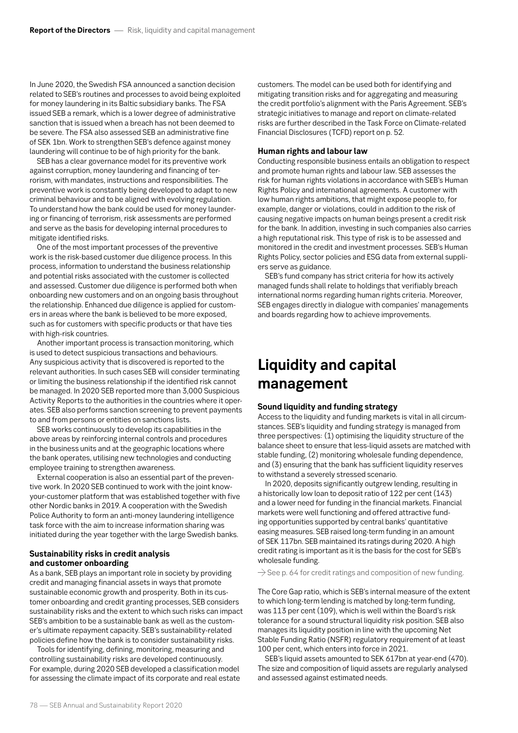In June 2020, the Swedish FSA announced a sanction decision related to SEB's routines and processes to avoid being exploited for money laundering in its Baltic subsidiary banks. The FSA issued SEB a remark, which is a lower degree of administrative sanction that is issued when a breach has not been deemed to be severe. The FSA also assessed SEB an administrative fine of SEK 1bn. Work to strengthen SEB's defence against money laundering will continue to be of high priority for the bank.

SEB has a clear governance model for its preventive work against corruption, money laundering and financing of terrorism, with mandates, instructions and responsibilities. The preventive work is constantly being developed to adapt to new criminal behaviour and to be aligned with evolving regulation. To understand how the bank could be used for money laundering or financing of terrorism, risk assessments are performed and serve as the basis for developing internal procedures to mitigate identified risks.

One of the most important processes of the preventive work is the risk-based customer due diligence process. In this process, information to understand the business relationship and potential risks associated with the customer is collected and assessed. Customer due diligence is performed both when onboarding new customers and on an ongoing basis throughout the relationship. Enhanced due diligence is applied for customers in areas where the bank is believed to be more exposed, such as for customers with specific products or that have ties with high-risk countries.

Another important process is transaction monitoring, which is used to detect suspicious transactions and behaviours. Any suspicious activity that is discovered is reported to the relevant authorities. In such cases SEB will consider terminating or limiting the business relationship if the identified risk cannot be managed. In 2020 SEB reported more than 3,000 Suspicious Activity Reports to the authorities in the countries where it operates. SEB also performs sanction screening to prevent payments to and from persons or entities on sanctions lists.

SEB works continuously to develop its capabilities in the above areas by reinforcing internal controls and procedures in the business units and at the geographic locations where the bank operates, utilising new technologies and conducting employee training to strengthen awareness.

External cooperation is also an essential part of the preventive work. In 2020 SEB continued to work with the joint know-your-customer platform that was established together with five other Nordic banks in 2019. A cooperation with the Swedish Police Authority to form an anti-money laundering intelligence task force with the aim to increase information sharing was initiated during the year together with the large Swedish banks.

### Sustainability risks in credit analysis and customer onboarding

As a bank, SEB plays an important role in society by providing credit and managing financial assets in ways that promote sustainable economic growth and prosperity. Both in its customer onboarding and credit granting processes, SEB considers sustainability risks and the extent to which such risks can impact SEB's ambition to be a sustainable bank as well as the customer's ultimate repayment capacity. SEB's sustainability-related policies define how the bank is to consider sustainability risks.

Tools for identifying, defining, monitoring, measuring and controlling sustainability risks are developed continuously. For example, during 2020 SEB developed a classification model for assessing the climate impact of its corporate and real estate customers. The model can be used both for identifying and mitigating transition risks and for aggregating and measuring the credit portfolio's alignment with the Paris Agreement. SEB's strategic initiatives to manage and report on climate-related risks are further described in the Task Force on Climate-related Financial Disclosures (TCFD) report on p. 52.

### Human rights and labour law

Conducting responsible business entails an obligation to respect and promote human rights and labour law. SEB assesses the risk for human rights violations in accordance with SEB's Human Rights Policy and international agreements. A customer with low human rights ambitions, that might expose people to, for example, danger or violations, could in addition to the risk of causing negative impacts on human beings present a credit risk for the bank. In addition, investing in such companies also carries a high reputational risk. This type of risk is to be assessed and monitored in the credit and investment processes. SEB's Human Rights Policy, sector policies and ESG data from external suppliers serve as guidance.

SEB's fund company has strict criteria for how its actively managed funds shall relate to holdings that verifiably breach international norms regarding human rights criteria. Moreover, SEB engages directly in dialogue with companies' managements and boards regarding how to achieve improvements.

## Liquidity and capital management

### Sound liquidity and funding strategy

Access to the liquidity and funding markets is vital in all circumstances. SEB's liquidity and funding strategy is managed from three perspectives: (1) optimising the liquidity structure of the balance sheet to ensure that less-liquid assets are matched with stable funding, (2) monitoring wholesale funding dependence, and (3) ensuring that the bank has sufficient liquidity reserves to withstand a severely stressed scenario.

In 2020, deposits significantly outgrew lending, resulting in a historically low loan to deposit ratio of 122 per cent (143) and a lower need for funding in the financial markets. Financial markets were well functioning and offered attractive funding opportunities supported by central banks' quantitative easing measures. SEB raised long-term funding in an amount of SEK 117bn. SEB maintained its ratings during 2020. A high credit rating is important as it is the basis for the cost for SEB's wholesale funding.

→ See p. 64 for credit ratings and composition of new funding.

The Core Gap ratio, which is SEB's internal measure of the extent to which long-term lending is matched by long-term funding, was 113 per cent (109), which is well within the Board's risk tolerance for a sound structural liquidity risk position. SEB also manages its liquidity position in line with the upcoming Net Stable Funding Ratio (NSFR) regulatory requirement of at least 100 per cent, which enters into force in 2021.

SEB's liquid assets amounted to SEK 617bn at year-end (470). The size and composition of liquid assets are regularly analysed and assessed against estimated needs.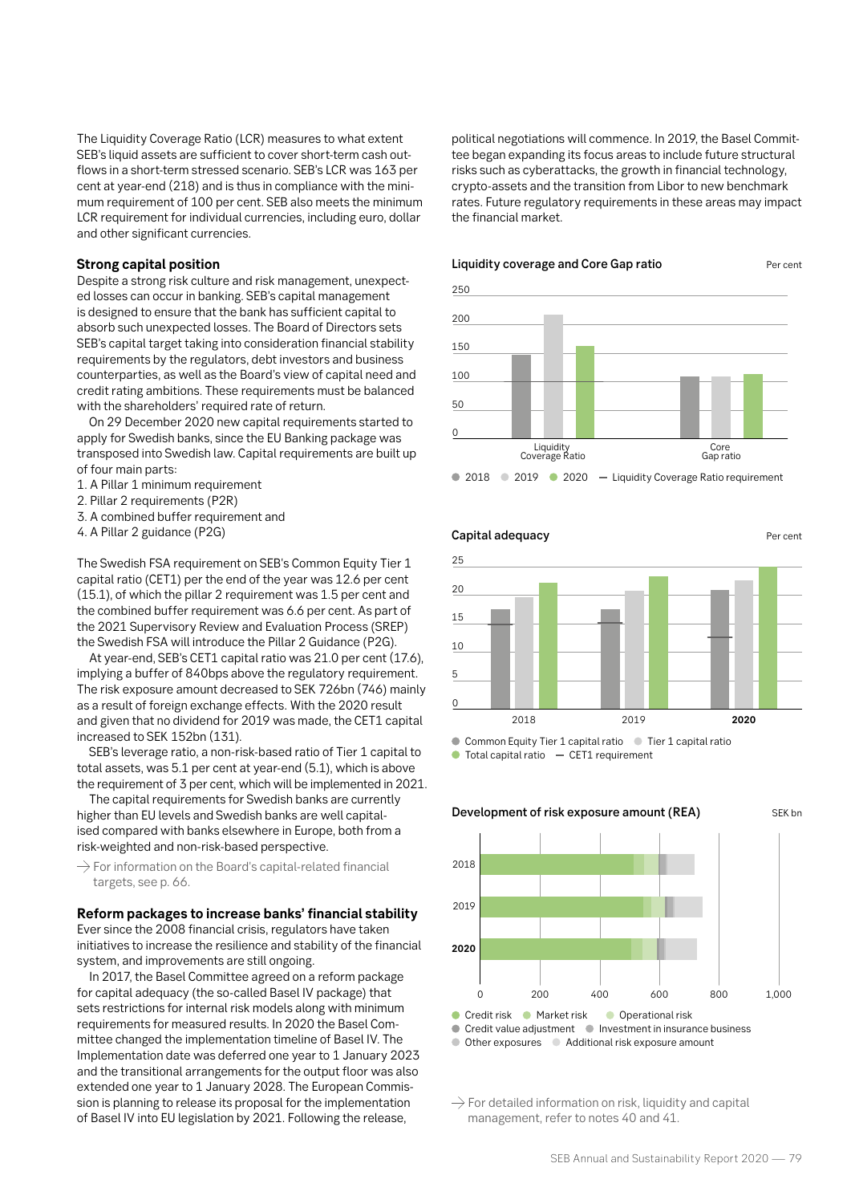The Liquidity Coverage Ratio (LCR) measures to what extent SEB's liquid assets are sufficient to cover short-term cash outflows in a short-term stressed scenario. SEB's LCR was 163 per cent at year-end (218) and is thus in compliance with the minimum requirement of 100 per cent. SEB also meets the minimum LCR requirement for individual currencies, including euro, dollar and other significant currencies.

### Strong capital position

Despite a strong risk culture and risk management, unexpected losses can occur in banking. SEB's capital management is designed to ensure that the bank has sufficient capital to absorb such unexpected losses. The Board of Directors sets SEB's capital target taking into consideration financial stability requirements by the regulators, debt investors and business counterparties, as well as the Board's view of capital need and credit rating ambitions. These requirements must be balanced with the shareholders' required rate of return.

On 29 December 2020 new capital requirements started to apply for Swedish banks, since the EU Banking package was transposed into Swedish law. Capital requirements are built up of four main parts:

1. A Pillar 1 minimum requirement
2. Pillar 2 requirements (P2R)
3. A combined buffer requirement and
4. A Pillar 2 guidance (P2G)

The Swedish FSA requirement on SEB's Common Equity Tier 1 capital ratio (CET1) per the end of the year was 12.6 per cent (15.1), of which the pillar 2 requirement was 1.5 per cent and the combined buffer requirement was 6.6 per cent. As part of the 2021 Supervisory Review and Evaluation Process (SREP) the Swedish FSA will introduce the Pillar 2 Guidance (P2G).

At year-end, SEB's CET1 capital ratio was 21.0 per cent (17.6), implying a buffer of 840bps above the regulatory requirement. The risk exposure amount decreased to SEK 726bn (746) mainly as a result of foreign exchange effects. With the 2020 result and given that no dividend for 2019 was made, the CET1 capital increased to SEK 152bn (131).

SEB's leverage ratio, a non-risk-based ratio of Tier 1 capital to total assets, was 5.1 per cent at year-end (5.1), which is above the requirement of 3 per cent, which will be implemented in 2021.

The capital requirements for Swedish banks are currently higher than EU levels and Swedish banks are well capitalised compared with banks elsewhere in Europe, both from a risk-weighted and non-risk-based perspective.

→ For information on the Board's capital-related financial targets, see p. 66.

### Reform packages to increase banks' financial stability

Ever since the 2008 financial crisis, regulators have taken initiatives to increase the resilience and stability of the financial system, and improvements are still ongoing.

In 2017, the Basel Committee agreed on a reform package for capital adequacy (the so-called Basel IV package) that sets restrictions for internal risk models along with minimum requirements for measured results. In 2020 the Basel Committee changed the implementation timeline of Basel IV. The Implementation date was deferred one year to 1 January 2023 and the transitional arrangements for the output floor was also extended one year to 1 January 2028. The European Commission is planning to release its proposal for the implementation of Basel IV into EU legislation by 2021. Following the release, political negotiations will commence. In 2019, the Basel Committee began expanding its focus areas to include future structural risks such as cyberattacks, the growth in financial technology, crypto-assets and the transition from Libor to new benchmark rates. Future regulatory requirements in these areas may impact the financial market.

**Liquidity coverage and Core Gap ratio**

Per cent

250
200
150
100
50
0

Liquidity Coverage Ratio
Core Gap ratio

● 2018 ● 2019 ● 2020 — Liquidity Coverage Ratio requirement

**Capital adequacy**

Per cent

25
20
15
10
5
0

2018 2019 **2020**

● Common Equity Tier 1 capital ratio ● Tier 1 capital ratio
● Total capital ratio — CET1 requirement

**Development of risk exposure amount (REA)**

SEK bn

2018
2019
**2020**

0 200 400 600 800 1,000

● Credit risk ● Market risk ● Operational risk
● Credit value adjustment ● Investment in insurance business
● Other exposures ● Additional risk exposure amount

→ For detailed information on risk, liquidity and capital management, refer to notes 40 and 41.